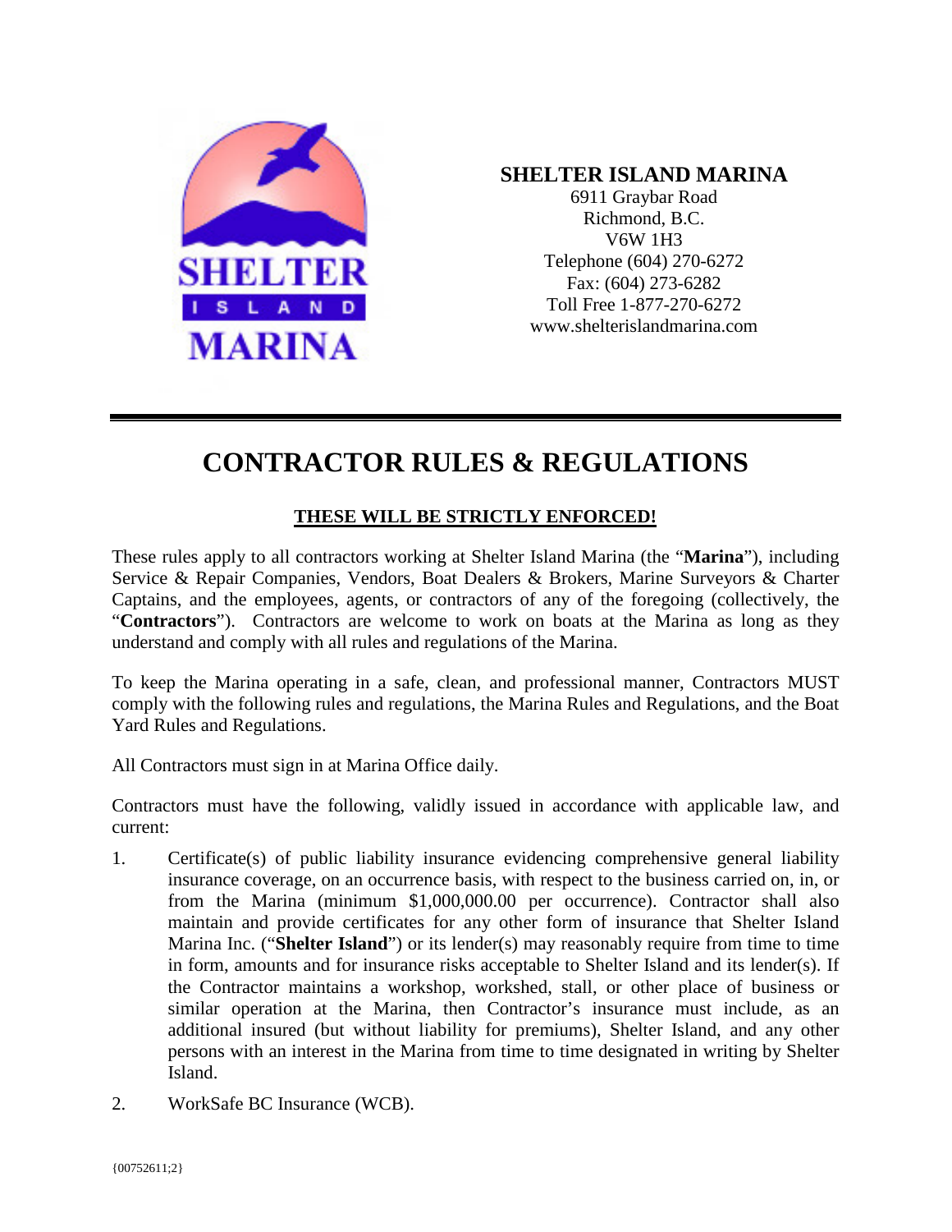**SHELTER ISLAND MARINA**
6911 Graybar Road
Richmond, B.C.
V6W 1H3
Telephone (604) 270-6272
Fax: (604) 273-6282
Toll Free 1-877-270-6272
www.shelterislandmarina.com

# CONTRACTOR RULES & REGULATIONS

**<u>THESE WILL BE STRICTLY ENFORCED!</u>**

These rules apply to all contractors working at Shelter Island Marina (the "**Marina**"), including Service & Repair Companies, Vendors, Boat Dealers & Brokers, Marine Surveyors & Charter Captains, and the employees, agents, or contractors of any of the foregoing (collectively, the "**Contractors**"). Contractors are welcome to work on boats at the Marina as long as they understand and comply with all rules and regulations of the Marina.

To keep the Marina operating in a safe, clean, and professional manner, Contractors MUST comply with the following rules and regulations, the Marina Rules and Regulations, and the Boat Yard Rules and Regulations.

All Contractors must sign in at Marina Office daily.

Contractors must have the following, validly issued in accordance with applicable law, and current:

1. Certificate(s) of public liability insurance evidencing comprehensive general liability insurance coverage, on an occurrence basis, with respect to the business carried on, in, or from the Marina (minimum $1,000,000.00 per occurrence). Contractor shall also maintain and provide certificates for any other form of insurance that Shelter Island Marina Inc. ("**Shelter Island**") or its lender(s) may reasonably require from time to time in form, amounts and for insurance risks acceptable to Shelter Island and its lender(s). If the Contractor maintains a workshop, workshed, stall, or other place of business or similar operation at the Marina, then Contractor's insurance must include, as an additional insured (but without liability for premiums), Shelter Island, and any other persons with an interest in the Marina from time to time designated in writing by Shelter Island.
2. WorkSafe BC Insurance (WCB).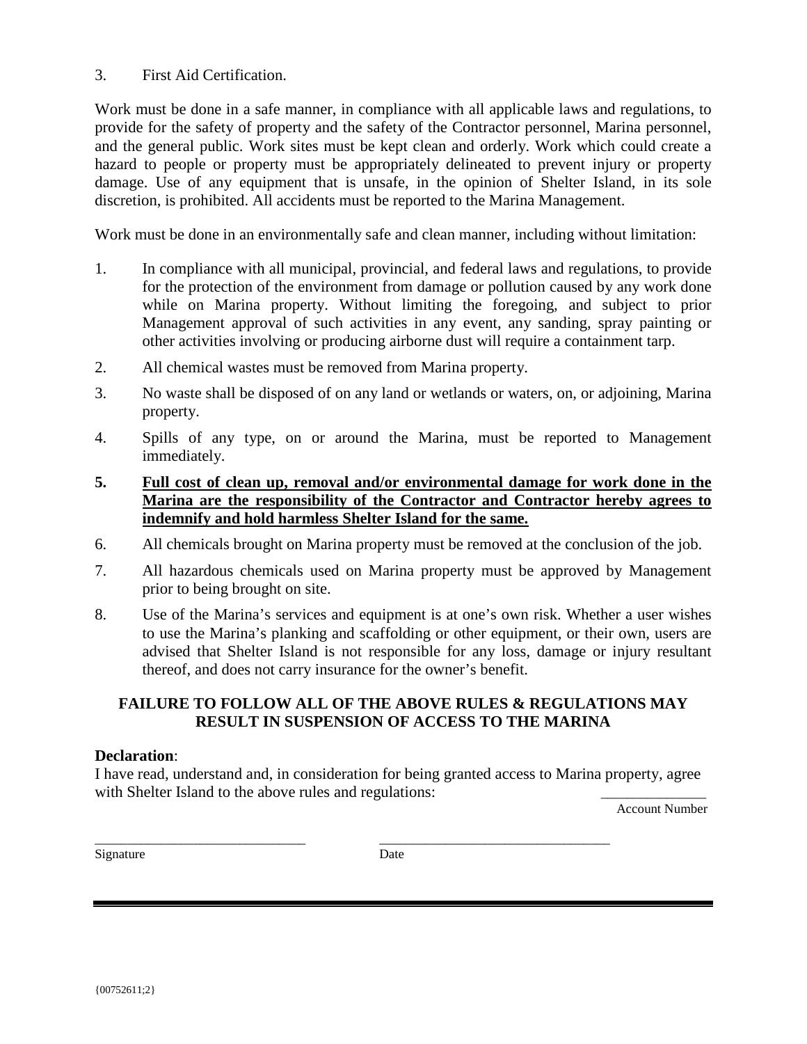3. First Aid Certification.

Work must be done in a safe manner, in compliance with all applicable laws and regulations, to provide for the safety of property and the safety of the Contractor personnel, Marina personnel, and the general public. Work sites must be kept clean and orderly. Work which could create a hazard to people or property must be appropriately delineated to prevent injury or property damage. Use of any equipment that is unsafe, in the opinion of Shelter Island, in its sole discretion, is prohibited. All accidents must be reported to the Marina Management.

Work must be done in an environmentally safe and clean manner, including without limitation:

1. In compliance with all municipal, provincial, and federal laws and regulations, to provide for the protection of the environment from damage or pollution caused by any work done while on Marina property. Without limiting the foregoing, and subject to prior Management approval of such activities in any event, any sanding, spray painting or other activities involving or producing airborne dust will require a containment tarp.
2. All chemical wastes must be removed from Marina property.
3. No waste shall be disposed of on any land or wetlands or waters, on, or adjoining, Marina property.
4. Spills of any type, on or around the Marina, must be reported to Management immediately.
5. **<u>Full cost of clean up, removal and/or environmental damage for work done in the Marina are the responsibility of the Contractor and Contractor hereby agrees to indemnify and hold harmless Shelter Island for the same.</u>**
6. All chemicals brought on Marina property must be removed at the conclusion of the job.
7. All hazardous chemicals used on Marina property must be approved by Management prior to being brought on site.
8. Use of the Marina's services and equipment is at one's own risk. Whether a user wishes to use the Marina's planking and scaffolding or other equipment, or their own, users are advised that Shelter Island is not responsible for any loss, damage or injury resultant thereof, and does not carry insurance for the owner's benefit.

**FAILURE TO FOLLOW ALL OF THE ABOVE RULES & REGULATIONS MAY RESULT IN SUSPENSION OF ACCESS TO THE MARINA**

**Declaration**:

I have read, understand and, in consideration for being granted access to Marina property, agree with Shelter Island to the above rules and regulations:

______________
Account Number

______________________________ ______________________________
Signature Date

{00752611;2}